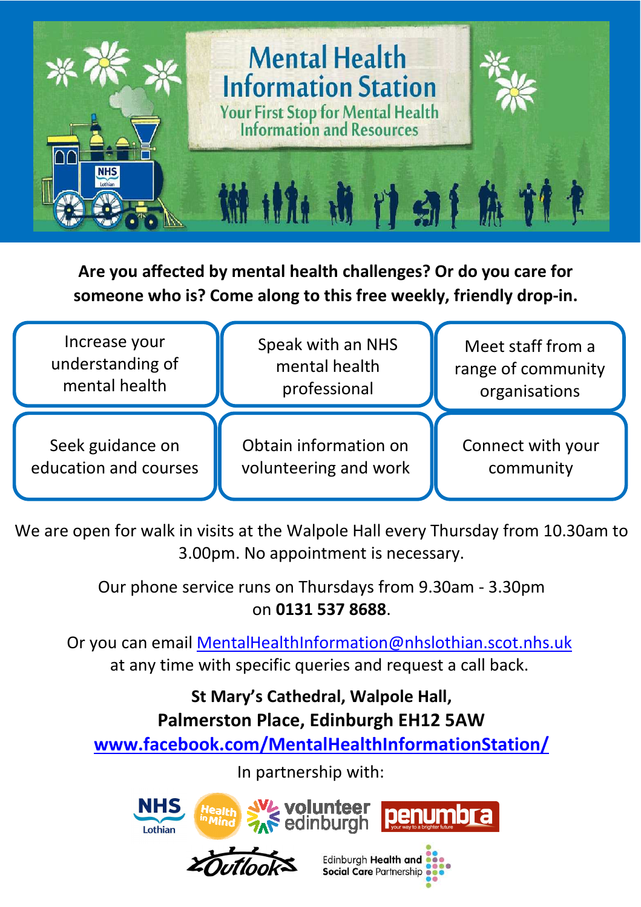# Mental Health Information Station

## Your First Stop for Mental Health Information and Resources

**Are you affected by mental health challenges? Or do you care for someone who is? Come along to this free weekly, friendly drop-in.**

| | | |
|---|---|---|
| Increase your understanding of mental health | Speak with an NHS mental health professional | Meet staff from a range of community organisations |
| Seek guidance on education and courses | Obtain information on volunteering and work | Connect with your community |

We are open for walk in visits at the Walpole Hall every Thursday from 10.30am to 3.00pm. No appointment is necessary.

Our phone service runs on Thursdays from 9.30am - 3.30pm on **0131 537 8688**.

Or you can email MentalHealthInformation@nhslothian.scot.nhs.uk at any time with specific queries and request a call back.

**St Mary's Cathedral, Walpole Hall,**
**Palmerston Place, Edinburgh EH12 5AW**

**www.facebook.com/MentalHealthInformationStation/**

In partnership with:

NHS Lothian · Health in Mind · volunteer edinburgh · penumbra · Outlook · Edinburgh Health and Social Care Partnership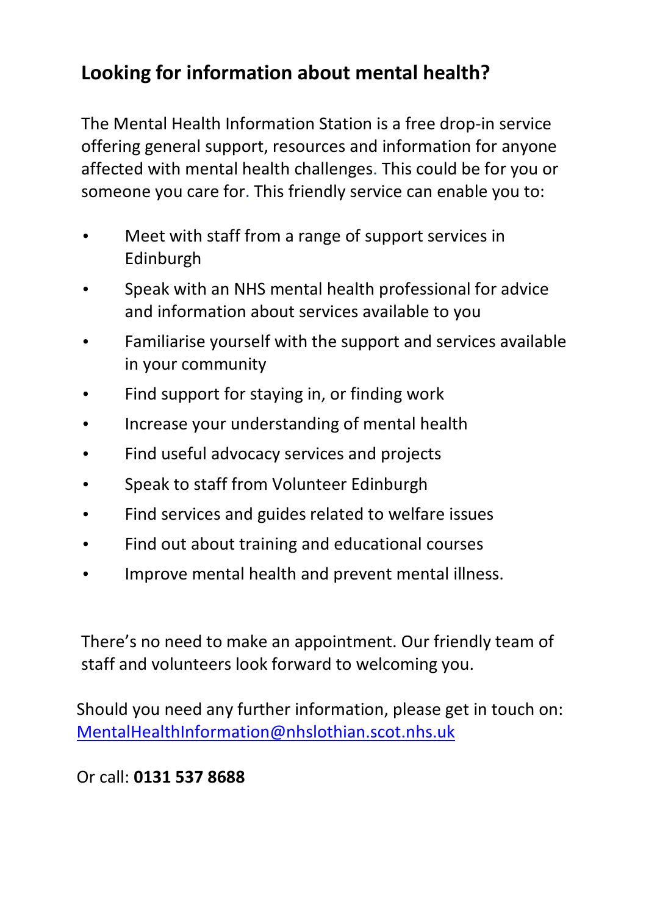## Looking for information about mental health?

The Mental Health Information Station is a free drop-in service offering general support, resources and information for anyone affected with mental health challenges. This could be for you or someone you care for. This friendly service can enable you to:

- Meet with staff from a range of support services in Edinburgh
- Speak with an NHS mental health professional for advice and information about services available to you
- Familiarise yourself with the support and services available in your community
- Find support for staying in, or finding work
- Increase your understanding of mental health
- Find useful advocacy services and projects
- Speak to staff from Volunteer Edinburgh
- Find services and guides related to welfare issues
- Find out about training and educational courses
- Improve mental health and prevent mental illness.

There's no need to make an appointment. Our friendly team of staff and volunteers look forward to welcoming you.

Should you need any further information, please get in touch on: MentalHealthInformation@nhslothian.scot.nhs.uk

Or call: **0131 537 8688**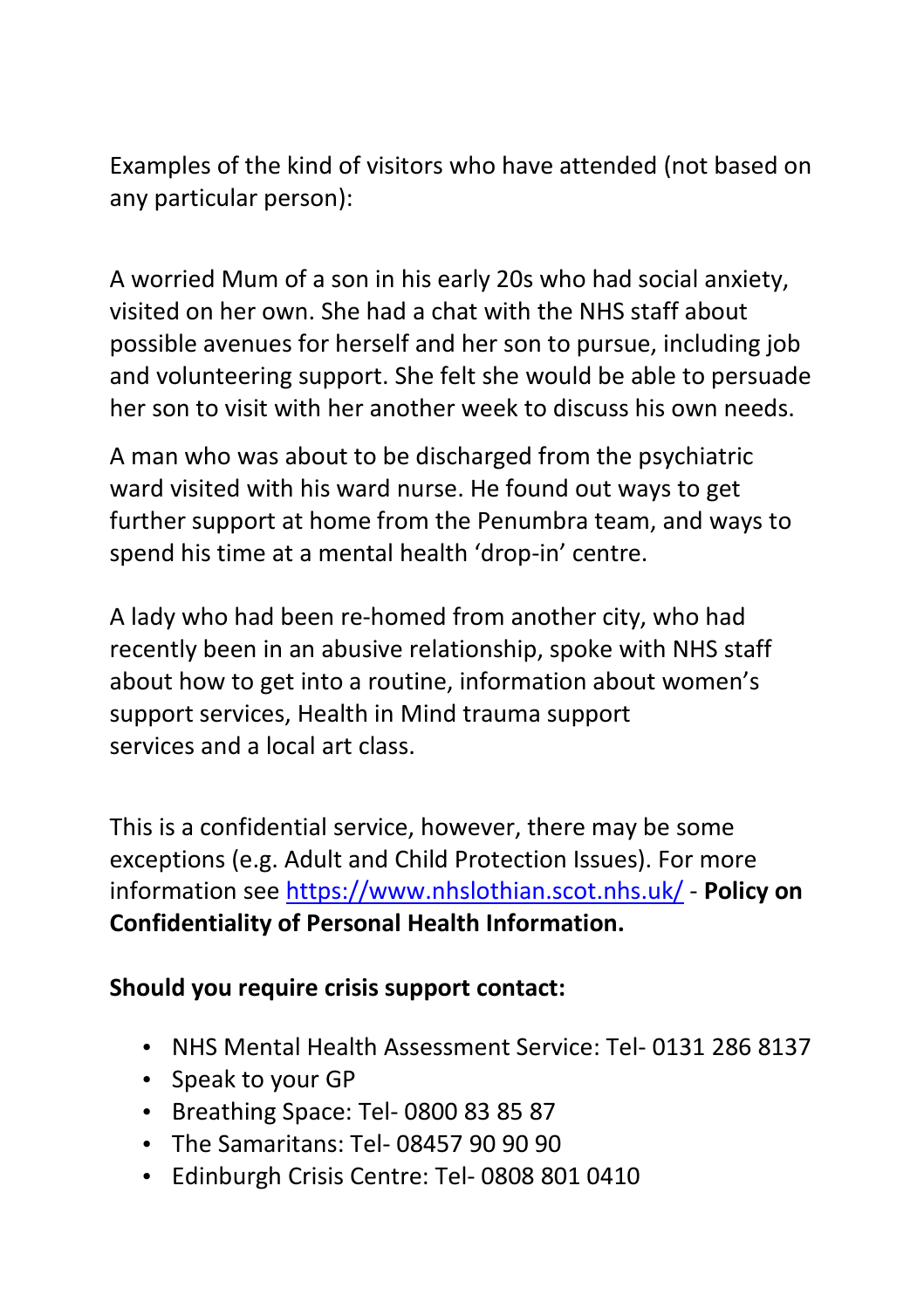Examples of the kind of visitors who have attended (not based on any particular person):

A worried Mum of a son in his early 20s who had social anxiety, visited on her own. She had a chat with the NHS staff about possible avenues for herself and her son to pursue, including job and volunteering support. She felt she would be able to persuade her son to visit with her another week to discuss his own needs.

A man who was about to be discharged from the psychiatric ward visited with his ward nurse. He found out ways to get further support at home from the Penumbra team, and ways to spend his time at a mental health 'drop-in' centre.

A lady who had been re-homed from another city, who had recently been in an abusive relationship, spoke with NHS staff about how to get into a routine, information about women's support services, Health in Mind trauma support services and a local art class.

This is a confidential service, however, there may be some exceptions (e.g. Adult and Child Protection Issues). For more information see [https://www.nhslothian.scot.nhs.uk/](https://www.nhslothian.scot.nhs.uk/) - **Policy on Confidentiality of Personal Health Information.**

**Should you require crisis support contact:**

- NHS Mental Health Assessment Service: Tel- 0131 286 8137
- Speak to your GP
- Breathing Space: Tel- 0800 83 85 87
- The Samaritans: Tel- 08457 90 90 90
- Edinburgh Crisis Centre: Tel- 0808 801 0410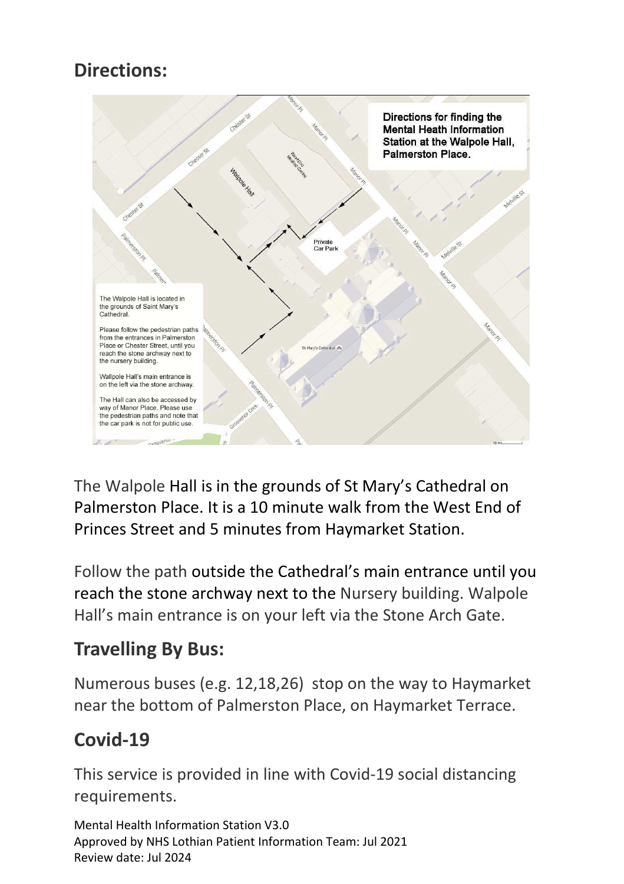## Directions:

Directions for finding the Mental Heath Information Station at the Walpole Hall, Palmerston Place.

The Walpole Hall is located in the grounds of Saint Mary's Cathedral.

Please follow the pedestrian paths from the entrances in Palmerston Place or Chester Street, until you reach the stone archway next to the nursery building.

Wallpole Hall's main entrance is on the left via the stone archway.

The Hall can also be accessed by way of Manor Place. Please use the pedestrian paths and note that the car park is not for public use.

The Walpole Hall is in the grounds of St Mary's Cathedral on Palmerston Place. It is a 10 minute walk from the West End of Princes Street and 5 minutes from Haymarket Station.

Follow the path outside the Cathedral's main entrance until you reach the stone archway next to the Nursery building. Walpole Hall's main entrance is on your left via the Stone Arch Gate.

## Travelling By Bus:

Numerous buses (e.g. 12,18,26) stop on the way to Haymarket near the bottom of Palmerston Place, on Haymarket Terrace.

## Covid-19

This service is provided in line with Covid-19 social distancing requirements.

Mental Health Information Station V3.0
Approved by NHS Lothian Patient Information Team: Jul 2021
Review date: Jul 2024